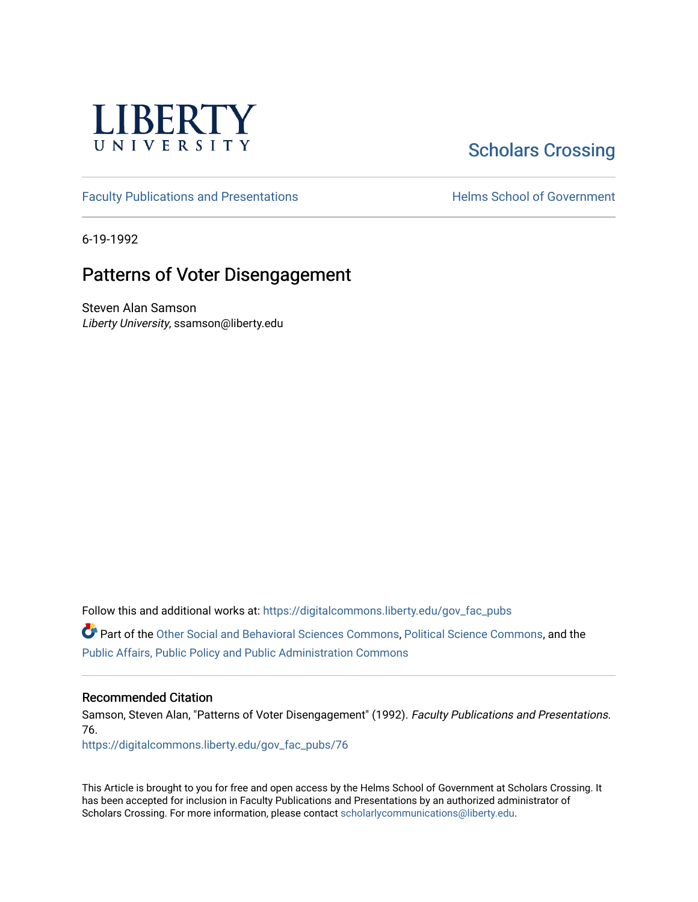LIBERTY UNIVERSITY

Scholars Crossing

Faculty Publications and Presentations

Helms School of Government

6-19-1992

# Patterns of Voter Disengagement

Steven Alan Samson
*Liberty University*, ssamson@liberty.edu

Follow this and additional works at: https://digitalcommons.liberty.edu/gov_fac_pubs

Part of the Other Social and Behavioral Sciences Commons, Political Science Commons, and the Public Affairs, Public Policy and Public Administration Commons

## Recommended Citation

Samson, Steven Alan, "Patterns of Voter Disengagement" (1992). *Faculty Publications and Presentations*. 76.
https://digitalcommons.liberty.edu/gov_fac_pubs/76

This Article is brought to you for free and open access by the Helms School of Government at Scholars Crossing. It has been accepted for inclusion in Faculty Publications and Presentations by an authorized administrator of Scholars Crossing. For more information, please contact scholarlycommunications@liberty.edu.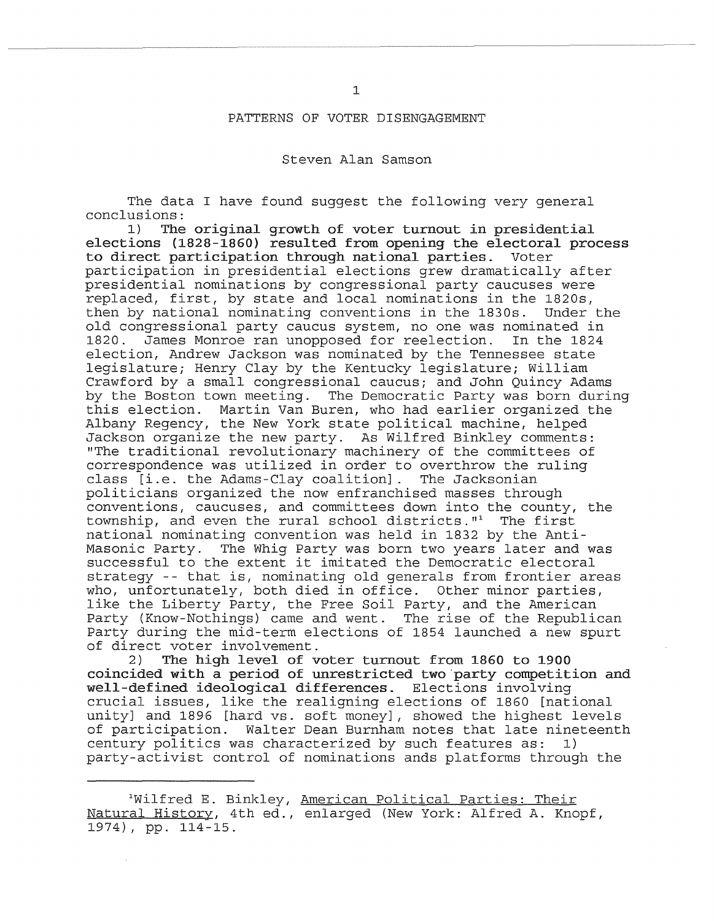# PATTERNS OF VOTER DISENGAGEMENT

Steven Alan Samson

The data I have found suggest the following very general conclusions:

1) **The original growth of voter turnout in presidential elections (1828-1860) resulted from opening the electoral process to direct participation through national parties.** Voter participation in presidential elections grew dramatically after presidential nominations by congressional party caucuses were replaced, first, by state and local nominations in the 1820s, then by national nominating conventions in the 1830s. Under the old congressional party caucus system, no one was nominated in 1820. James Monroe ran unopposed for reelection. In the 1824 election, Andrew Jackson was nominated by the Tennessee state legislature; Henry Clay by the Kentucky legislature; William Crawford by a small congressional caucus; and John Quincy Adams by the Boston town meeting. The Democratic Party was born during this election. Martin Van Buren, who had earlier organized the Albany Regency, the New York state political machine, helped Jackson organize the new party. As Wilfred Binkley comments: "The traditional revolutionary machinery of the committees of correspondence was utilized in order to overthrow the ruling class [i.e. the Adams-Clay coalition]. The Jacksonian politicians organized the now enfranchised masses through conventions, caucuses, and committees down into the county, the township, and even the rural school districts."[1] The first national nominating convention was held in 1832 by the Anti-Masonic Party. The Whig Party was born two years later and was successful to the extent it imitated the Democratic electoral strategy -- that is, nominating old generals from frontier areas who, unfortunately, both died in office. Other minor parties, like the Liberty Party, the Free Soil Party, and the American Party (Know-Nothings) came and went. The rise of the Republican Party during the mid-term elections of 1854 launched a new spurt of direct voter involvement.

2) **The high level of voter turnout from 1860 to 1900 coincided with a period of unrestricted two party competition and well-defined ideological differences.** Elections involving crucial issues, like the realigning elections of 1860 [national unity] and 1896 [hard vs. soft money], showed the highest levels of participation. Walter Dean Burnham notes that late nineteenth century politics was characterized by such features as: 1) party-activist control of nominations ands platforms through the

---

[1] Wilfred E. Binkley, American Political Parties: Their Natural History, 4th ed., enlarged (New York: Alfred A. Knopf, 1974), pp. 114-15.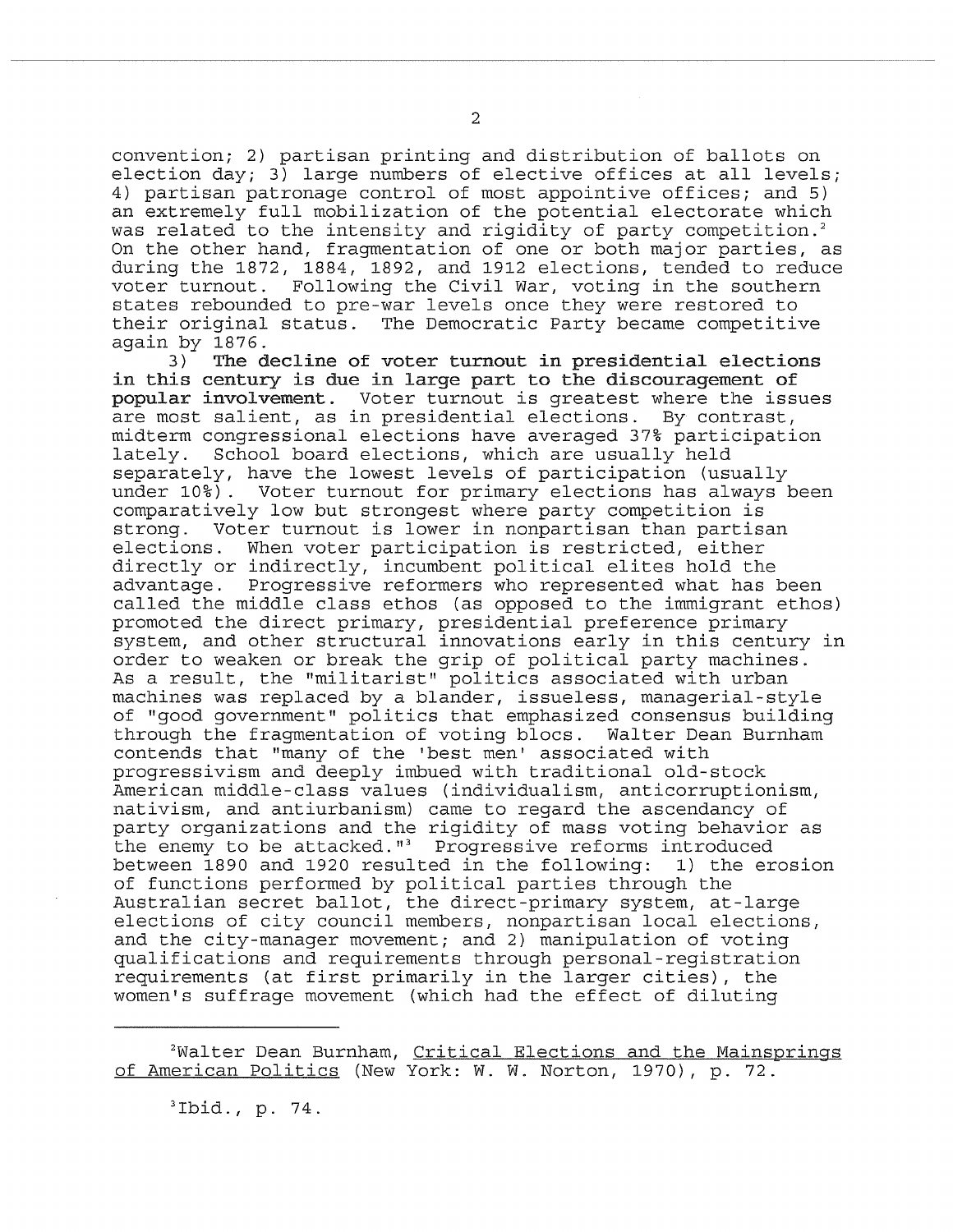convention; 2) partisan printing and distribution of ballots on election day; 3) large numbers of elective offices at all levels; 4) partisan patronage control of most appointive offices; and 5) an extremely full mobilization of the potential electorate which was related to the intensity and rigidity of party competition.[2] On the other hand, fragmentation of one or both major parties, as during the 1872, 1884, 1892, and 1912 elections, tended to reduce voter turnout. Following the Civil War, voting in the southern states rebounded to pre-war levels once they were restored to their original status. The Democratic Party became competitive again by 1876.

3) **The decline of voter turnout in presidential elections in this century is due in large part to the discouragement of popular involvement.** Voter turnout is greatest where the issues are most salient, as in presidential elections. By contrast, midterm congressional elections have averaged 37% participation lately. School board elections, which are usually held separately, have the lowest levels of participation (usually under 10%). Voter turnout for primary elections has always been comparatively low but strongest where party competition is strong. Voter turnout is lower in nonpartisan than partisan elections. When voter participation is restricted, either directly or indirectly, incumbent political elites hold the advantage. Progressive reformers who represented what has been called the middle class ethos (as opposed to the immigrant ethos) promoted the direct primary, presidential preference primary system, and other structural innovations early in this century in order to weaken or break the grip of political party machines. As a result, the "militarist" politics associated with urban machines was replaced by a blander, issueless, managerial-style of "good government" politics that emphasized consensus building through the fragmentation of voting blocs. Walter Dean Burnham contends that "many of the 'best men' associated with progressivism and deeply imbued with traditional old-stock American middle-class values (individualism, anticorruptionism, nativism, and antiurbanism) came to regard the ascendancy of party organizations and the rigidity of mass voting behavior as the enemy to be attacked."[3] Progressive reforms introduced between 1890 and 1920 resulted in the following: 1) the erosion of functions performed by political parties through the Australian secret ballot, the direct-primary system, at-large elections of city council members, nonpartisan local elections, and the city-manager movement; and 2) manipulation of voting qualifications and requirements through personal-registration requirements (at first primarily in the larger cities), the women's suffrage movement (which had the effect of diluting

---

[2]Walter Dean Burnham, Critical Elections and the Mainsprings of American Politics (New York: W. W. Norton, 1970), p. 72.

[3]Ibid., p. 74.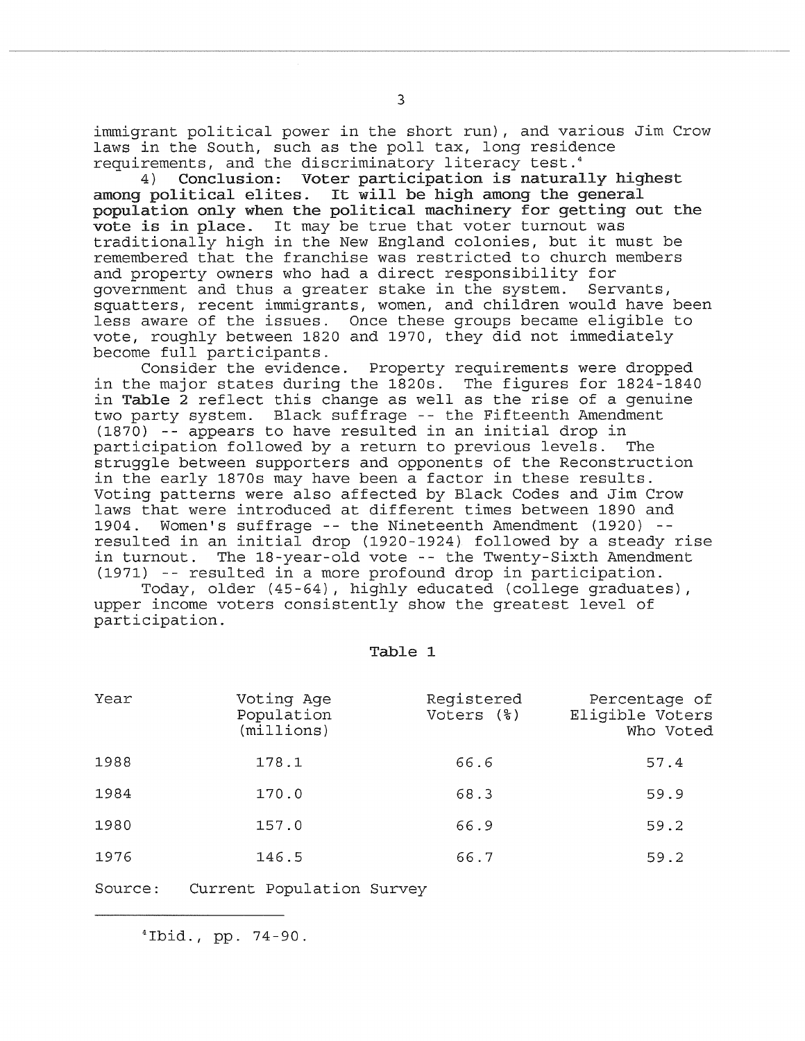immigrant political power in the short run), and various Jim Crow laws in the South, such as the poll tax, long residence requirements, and the discriminatory literacy test.[4]

4) **Conclusion: Voter participation is naturally highest among political elites. It will be high among the general population only when the political machinery for getting out the vote is in place.** It may be true that voter turnout was traditionally high in the New England colonies, but it must be remembered that the franchise was restricted to church members and property owners who had a direct responsibility for government and thus a greater stake in the system. Servants, squatters, recent immigrants, women, and children would have been less aware of the issues. Once these groups became eligible to vote, roughly between 1820 and 1970, they did not immediately become full participants.

Consider the evidence. Property requirements were dropped in the major states during the 1820s. The figures for 1824-1840 in **Table 2** reflect this change as well as the rise of a genuine two party system. Black suffrage -- the Fifteenth Amendment (1870) -- appears to have resulted in an initial drop in participation followed by a return to previous levels. The struggle between supporters and opponents of the Reconstruction in the early 1870s may have been a factor in these results. Voting patterns were also affected by Black Codes and Jim Crow laws that were introduced at different times between 1890 and 1904. Women's suffrage -- the Nineteenth Amendment (1920) -- resulted in an initial drop (1920-1924) followed by a steady rise in turnout. The 18-year-old vote -- the Twenty-Sixth Amendment (1971) -- resulted in a more profound drop in participation.

Today, older (45-64), highly educated (college graduates), upper income voters consistently show the greatest level of participation.

Table 1

| Year | Voting Age Population (millions) | Registered Voters (%) | Percentage of Eligible Voters Who Voted |
|---|---|---|---|
| 1988 | 178.1 | 66.6 | 57.4 |
| 1984 | 170.0 | 68.3 | 59.9 |
| 1980 | 157.0 | 66.9 | 59.2 |
| 1976 | 146.5 | 66.7 | 59.2 |

Source: Current Population Survey

---

[4] Ibid., pp. 74-90.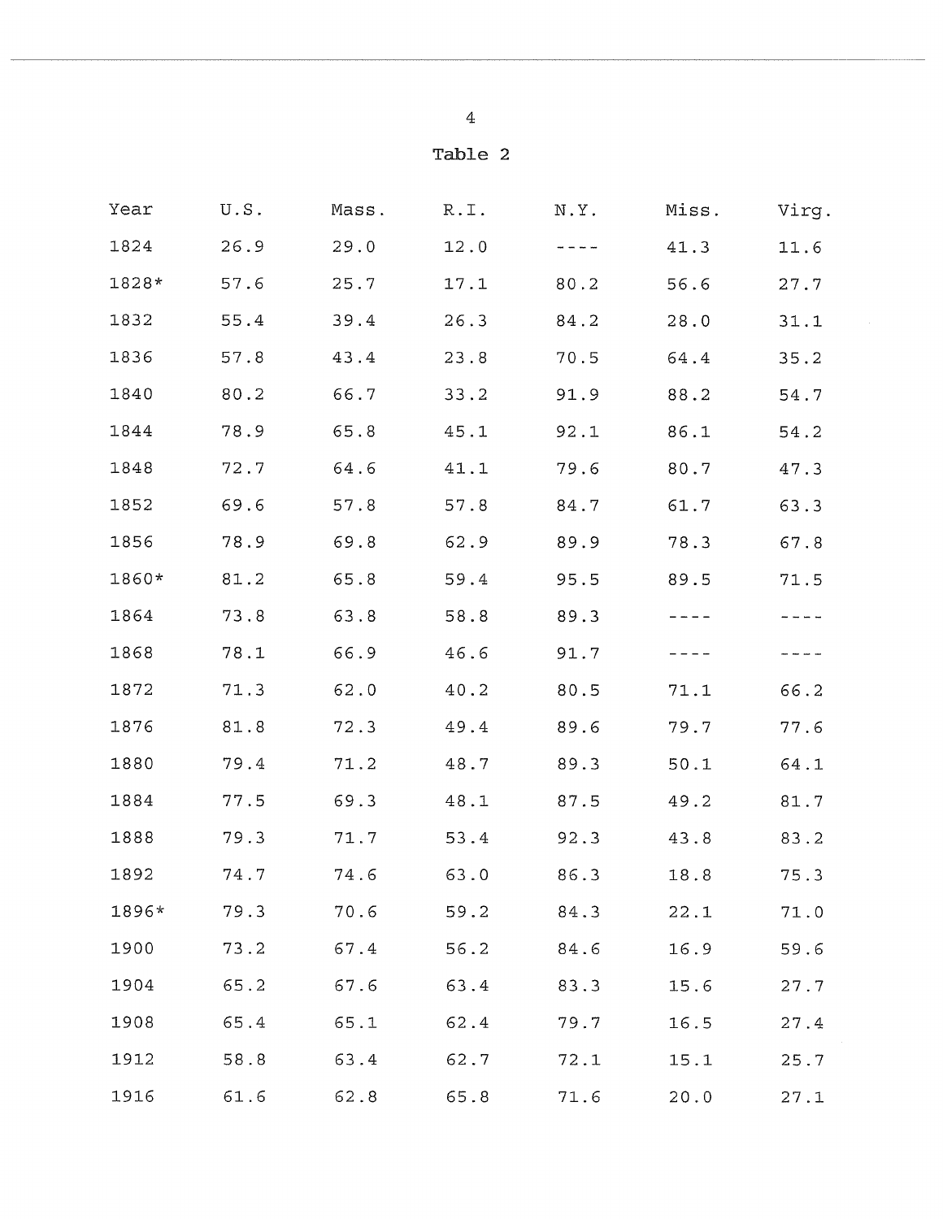### Table 2

| Year | U.S. | Mass. | R.I. | N.Y. | Miss. | Virg. |
|---|---|---|---|---|---|---|
| 1824 | 26.9 | 29.0 | 12.0 | ---- | 41.3 | 11.6 |
| 1828* | 57.6 | 25.7 | 17.1 | 80.2 | 56.6 | 27.7 |
| 1832 | 55.4 | 39.4 | 26.3 | 84.2 | 28.0 | 31.1 |
| 1836 | 57.8 | 43.4 | 23.8 | 70.5 | 64.4 | 35.2 |
| 1840 | 80.2 | 66.7 | 33.2 | 91.9 | 88.2 | 54.7 |
| 1844 | 78.9 | 65.8 | 45.1 | 92.1 | 86.1 | 54.2 |
| 1848 | 72.7 | 64.6 | 41.1 | 79.6 | 80.7 | 47.3 |
| 1852 | 69.6 | 57.8 | 57.8 | 84.7 | 61.7 | 63.3 |
| 1856 | 78.9 | 69.8 | 62.9 | 89.9 | 78.3 | 67.8 |
| 1860* | 81.2 | 65.8 | 59.4 | 95.5 | 89.5 | 71.5 |
| 1864 | 73.8 | 63.8 | 58.8 | 89.3 | ---- | ---- |
| 1868 | 78.1 | 66.9 | 46.6 | 91.7 | ---- | ---- |
| 1872 | 71.3 | 62.0 | 40.2 | 80.5 | 71.1 | 66.2 |
| 1876 | 81.8 | 72.3 | 49.4 | 89.6 | 79.7 | 77.6 |
| 1880 | 79.4 | 71.2 | 48.7 | 89.3 | 50.1 | 64.1 |
| 1884 | 77.5 | 69.3 | 48.1 | 87.5 | 49.2 | 81.7 |
| 1888 | 79.3 | 71.7 | 53.4 | 92.3 | 43.8 | 83.2 |
| 1892 | 74.7 | 74.6 | 63.0 | 86.3 | 18.8 | 75.3 |
| 1896* | 79.3 | 70.6 | 59.2 | 84.3 | 22.1 | 71.0 |
| 1900 | 73.2 | 67.4 | 56.2 | 84.6 | 16.9 | 59.6 |
| 1904 | 65.2 | 67.6 | 63.4 | 83.3 | 15.6 | 27.7 |
| 1908 | 65.4 | 65.1 | 62.4 | 79.7 | 16.5 | 27.4 |
| 1912 | 58.8 | 63.4 | 62.7 | 72.1 | 15.1 | 25.7 |
| 1916 | 61.6 | 62.8 | 65.8 | 71.6 | 20.0 | 27.1 |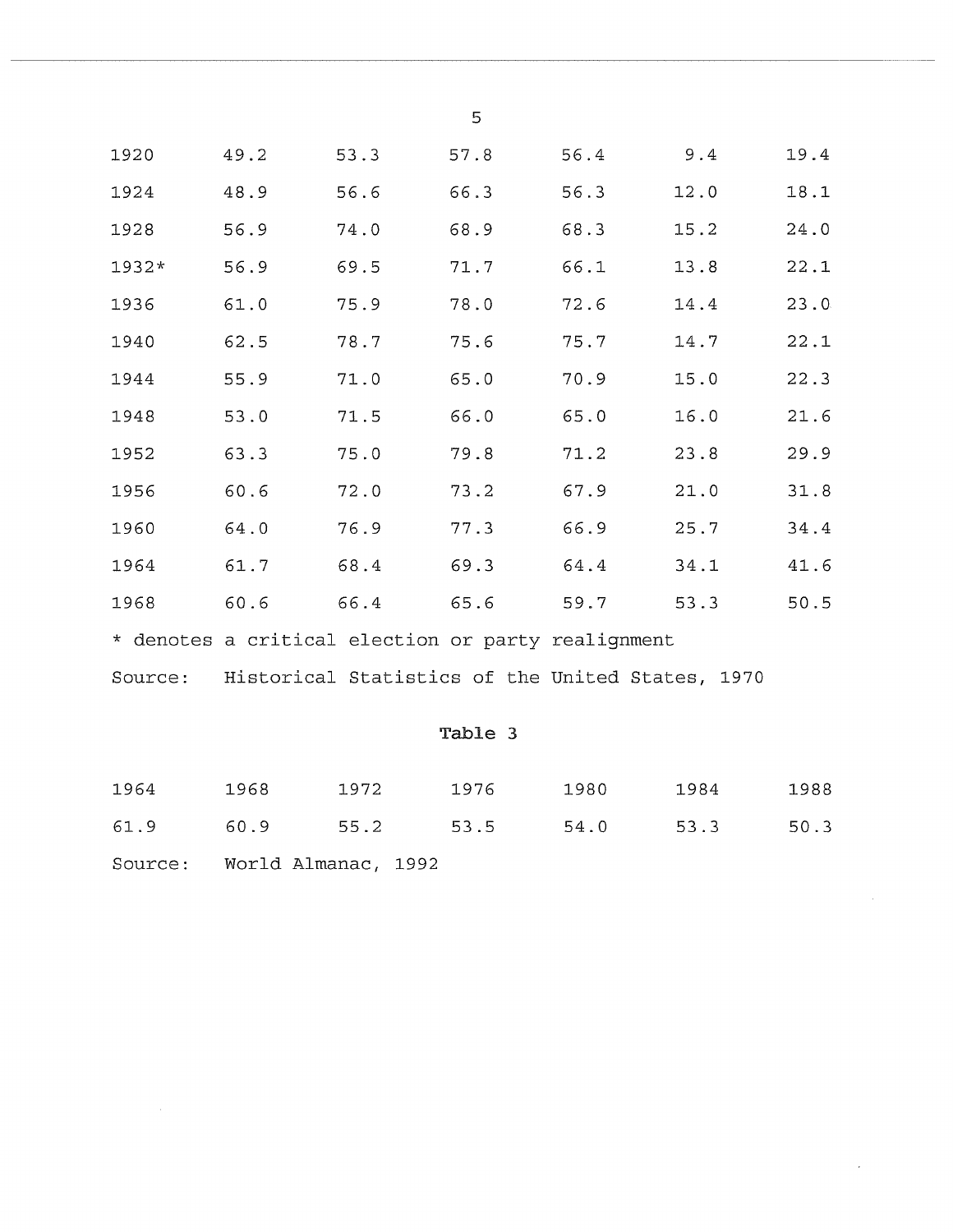| | | | | | | |
|---|---|---|---|---|---|---|
| 1920 | 49.2 | 53.3 | 57.8 | 56.4 | 9.4 | 19.4 |
| 1924 | 48.9 | 56.6 | 66.3 | 56.3 | 12.0 | 18.1 |
| 1928 | 56.9 | 74.0 | 68.9 | 68.3 | 15.2 | 24.0 |
| 1932* | 56.9 | 69.5 | 71.7 | 66.1 | 13.8 | 22.1 |
| 1936 | 61.0 | 75.9 | 78.0 | 72.6 | 14.4 | 23.0 |
| 1940 | 62.5 | 78.7 | 75.6 | 75.7 | 14.7 | 22.1 |
| 1944 | 55.9 | 71.0 | 65.0 | 70.9 | 15.0 | 22.3 |
| 1948 | 53.0 | 71.5 | 66.0 | 65.0 | 16.0 | 21.6 |
| 1952 | 63.3 | 75.0 | 79.8 | 71.2 | 23.8 | 29.9 |
| 1956 | 60.6 | 72.0 | 73.2 | 67.9 | 21.0 | 31.8 |
| 1960 | 64.0 | 76.9 | 77.3 | 66.9 | 25.7 | 34.4 |
| 1964 | 61.7 | 68.4 | 69.3 | 64.4 | 34.1 | 41.6 |
| 1968 | 60.6 | 66.4 | 65.6 | 59.7 | 53.3 | 50.5 |

* denotes a critical election or party realignment

Source: Historical Statistics of the United States, 1970

**Table 3**

| 1964 | 1968 | 1972 | 1976 | 1980 | 1984 | 1988 |
|---|---|---|---|---|---|---|
| 61.9 | 60.9 | 55.2 | 53.5 | 54.0 | 53.3 | 50.3 |

Source: World Almanac, 1992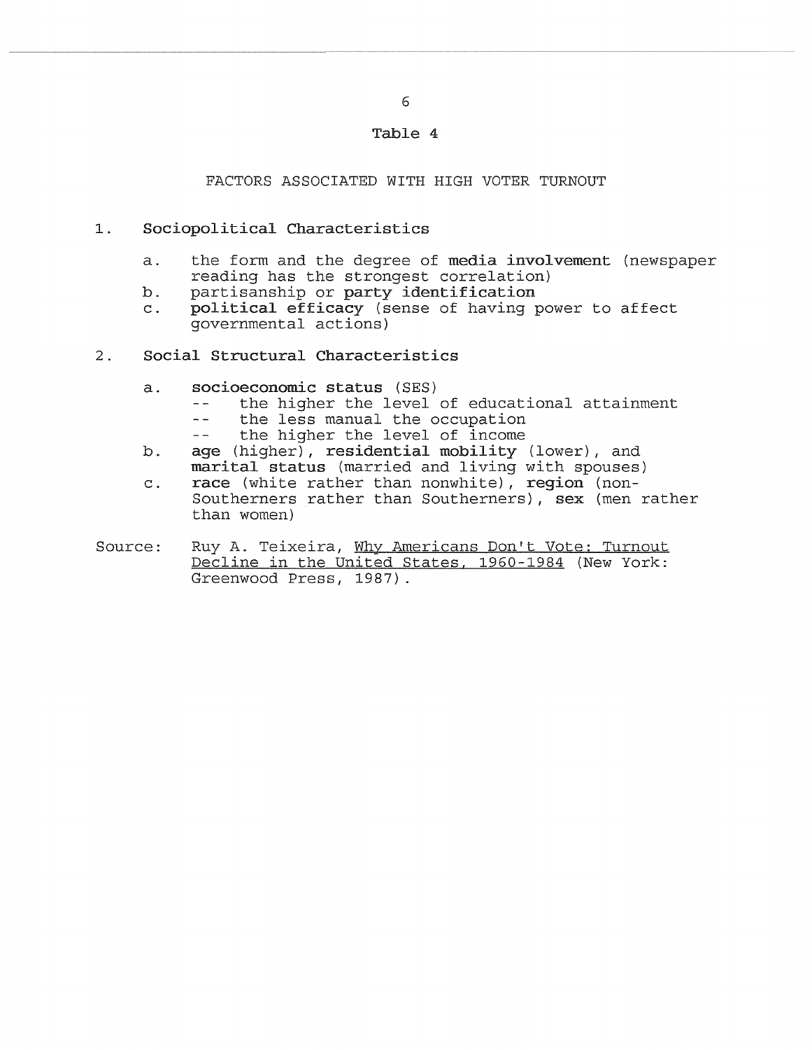## Table 4

### FACTORS ASSOCIATED WITH HIGH VOTER TURNOUT

1. **Sociopolitical Characteristics**

    a. the form and the degree of **media involvement** (newspaper reading has the strongest correlation)
    b. partisanship or **party identification**
    c. **political efficacy** (sense of having power to affect governmental actions)

2. **Social Structural Characteristics**

    a. **socioeconomic status** (SES)
        -- the higher the level of educational attainment
        -- the less manual the occupation
        -- the higher the level of income
    b. **age** (higher), **residential mobility** (lower), and **marital status** (married and living with spouses)
    c. **race** (white rather than nonwhite), **region** (non-Southerners rather than Southerners), **sex** (men rather than women)

Source: Ruy A. Teixeira, Why Americans Don't Vote: Turnout Decline in the United States, 1960-1984 (New York: Greenwood Press, 1987).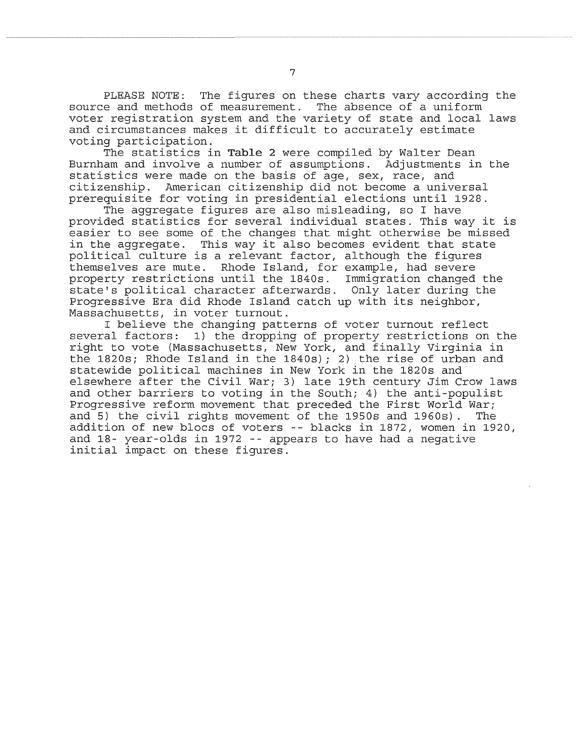PLEASE NOTE: The figures on these charts vary according the source and methods of measurement. The absence of a uniform voter registration system and the variety of state and local laws and circumstances makes it difficult to accurately estimate voting participation.

The statistics in **Table 2** were compiled by Walter Dean Burnham and involve a number of assumptions. Adjustments in the statistics were made on the basis of age, sex, race, and citizenship. American citizenship did not become a universal prerequisite for voting in presidential elections until 1928.

The aggregate figures are also misleading, so I have provided statistics for several individual states. This way it is easier to see some of the changes that might otherwise be missed in the aggregate. This way it also becomes evident that state political culture is a relevant factor, although the figures themselves are mute. Rhode Island, for example, had severe property restrictions until the 1840s. Immigration changed the state's political character afterwards. Only later during the Progressive Era did Rhode Island catch up with its neighbor, Massachusetts, in voter turnout.

I believe the changing patterns of voter turnout reflect several factors: 1) the dropping of property restrictions on the right to vote (Massachusetts, New York, and finally Virginia in the 1820s; Rhode Island in the 1840s); 2) the rise of urban and statewide political machines in New York in the 1820s and elsewhere after the Civil War; 3) late 19th century Jim Crow laws and other barriers to voting in the South; 4) the anti-populist Progressive reform movement that preceded the First World War; and 5) the civil rights movement of the 1950s and 1960s). The addition of new blocs of voters -- blacks in 1872, women in 1920, and 18- year-olds in 1972 -- appears to have had a negative initial impact on these figures.